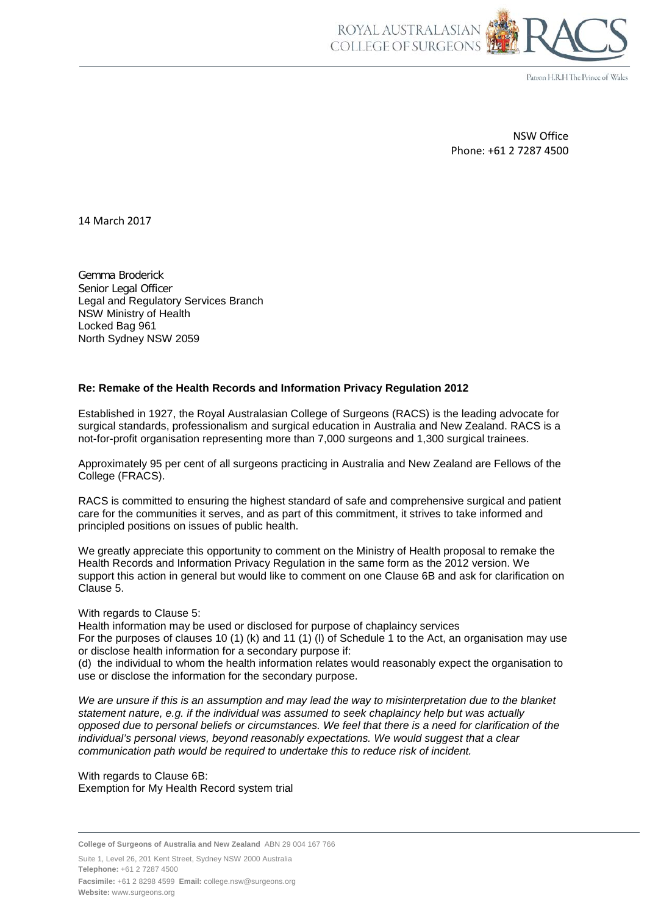ROYAL AUSTRALASIAN COLLEGE OF SURGEONS

Patron H.R.H The Prince of Wales

NSW Office
Phone: +61 2 7287 4500

14 March 2017

Gemma Broderick
Senior Legal Officer
Legal and Regulatory Services Branch
NSW Ministry of Health
Locked Bag 961
North Sydney NSW 2059

**Re: Remake of the Health Records and Information Privacy Regulation 2012**

Established in 1927, the Royal Australasian College of Surgeons (RACS) is the leading advocate for surgical standards, professionalism and surgical education in Australia and New Zealand. RACS is a not-for-profit organisation representing more than 7,000 surgeons and 1,300 surgical trainees.

Approximately 95 per cent of all surgeons practicing in Australia and New Zealand are Fellows of the College (FRACS).

RACS is committed to ensuring the highest standard of safe and comprehensive surgical and patient care for the communities it serves, and as part of this commitment, it strives to take informed and principled positions on issues of public health.

We greatly appreciate this opportunity to comment on the Ministry of Health proposal to remake the Health Records and Information Privacy Regulation in the same form as the 2012 version. We support this action in general but would like to comment on one Clause 6B and ask for clarification on Clause 5.

With regards to Clause 5:
Health information may be used or disclosed for purpose of chaplaincy services
For the purposes of clauses 10 (1) (k) and 11 (1) (l) of Schedule 1 to the Act, an organisation may use or disclose health information for a secondary purpose if:
(d) the individual to whom the health information relates would reasonably expect the organisation to use or disclose the information for the secondary purpose.

*We are unsure if this is an assumption and may lead the way to misinterpretation due to the blanket statement nature, e.g. if the individual was assumed to seek chaplaincy help but was actually opposed due to personal beliefs or circumstances. We feel that there is a need for clarification of the individual's personal views, beyond reasonably expectations. We would suggest that a clear communication path would be required to undertake this to reduce risk of incident.*

With regards to Clause 6B:
Exemption for My Health Record system trial

**College of Surgeons of Australia and New Zealand** ABN 29 004 167 766

Suite 1, Level 26, 201 Kent Street, Sydney NSW 2000 Australia
**Telephone:** +61 2 7287 4500
**Facsimile:** +61 2 8298 4599 **Email:** college.nsw@surgeons.org
**Website:** www.surgeons.org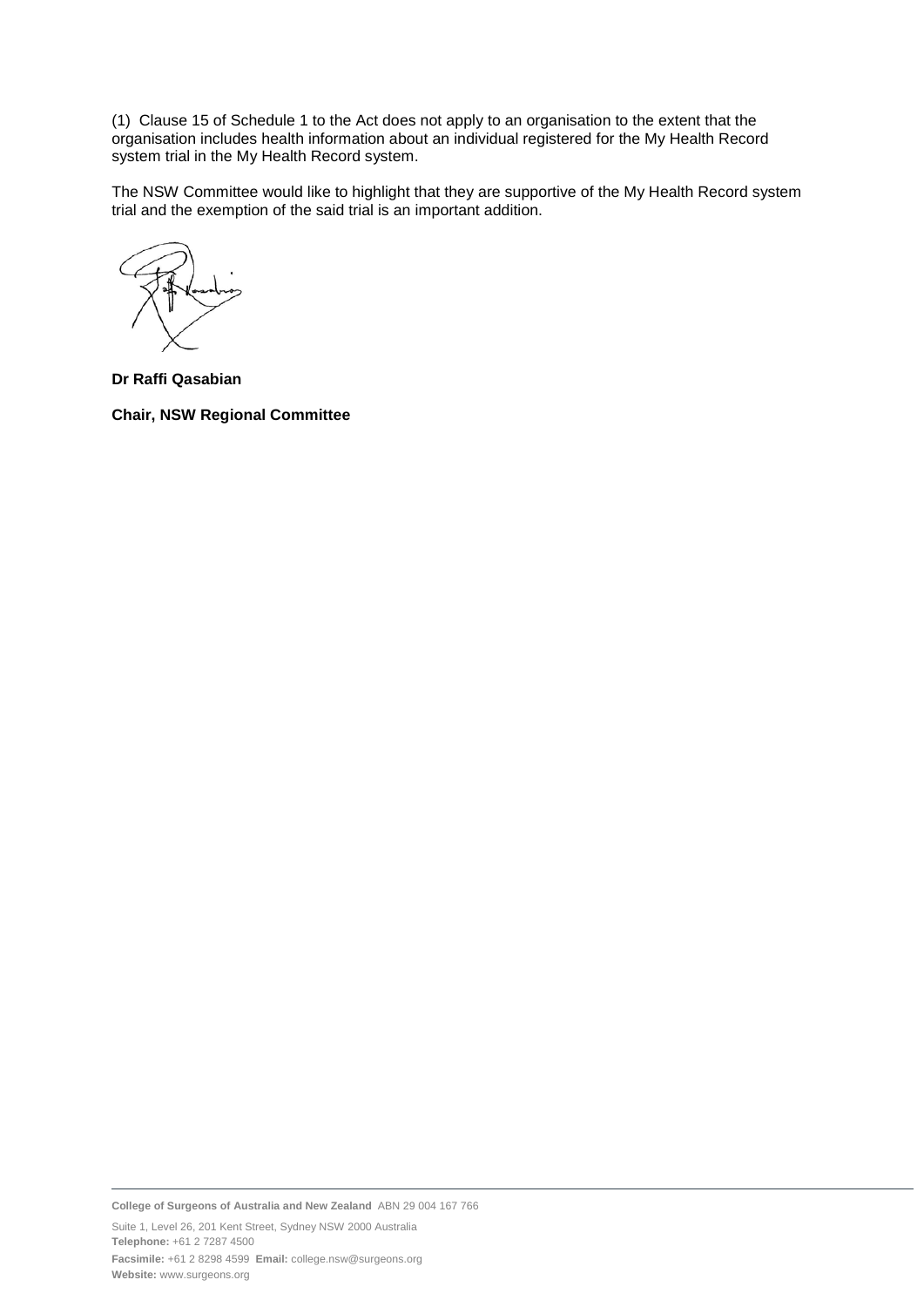(1) Clause 15 of Schedule 1 to the Act does not apply to an organisation to the extent that the organisation includes health information about an individual registered for the My Health Record system trial in the My Health Record system.

The NSW Committee would like to highlight that they are supportive of the My Health Record system trial and the exemption of the said trial is an important addition.

**Dr Raffi Qasabian**

**Chair, NSW Regional Committee**

**College of Surgeons of Australia and New Zealand** ABN 29 004 167 766

Suite 1, Level 26, 201 Kent Street, Sydney NSW 2000 Australia
**Telephone:** +61 2 7287 4500
**Facsimile:** +61 2 8298 4599 **Email:** college.nsw@surgeons.org
**Website:** www.surgeons.org